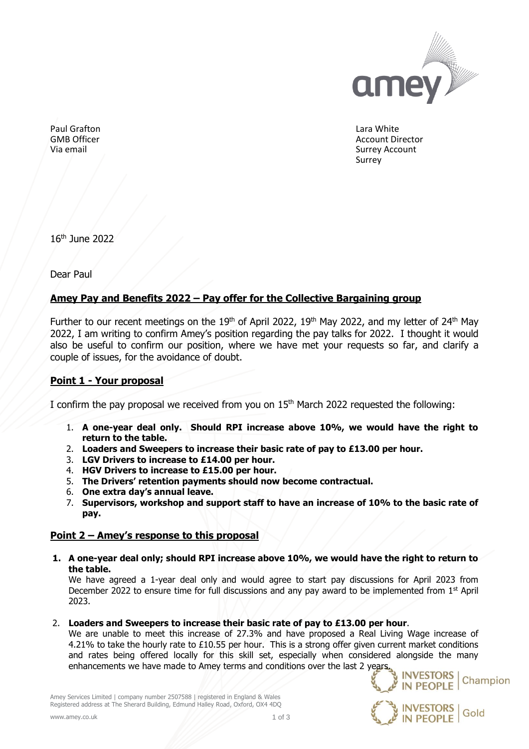Paul Grafton
GMB Officer
Via email

Lara White
Account Director
Surrey Account
Surrey

16th June 2022

Dear Paul

## Amey Pay and Benefits 2022 – Pay offer for the Collective Bargaining group

Further to our recent meetings on the 19th of April 2022, 19th May 2022, and my letter of 24th May 2022, I am writing to confirm Amey's position regarding the pay talks for 2022. I thought it would also be useful to confirm our position, where we have met your requests so far, and clarify a couple of issues, for the avoidance of doubt.

## Point 1 - Your proposal

I confirm the pay proposal we received from you on 15th March 2022 requested the following:

1. **A one-year deal only. Should RPI increase above 10%, we would have the right to return to the table.**
2. **Loaders and Sweepers to increase their basic rate of pay to £13.00 per hour.**
3. **LGV Drivers to increase to £14.00 per hour.**
4. **HGV Drivers to increase to £15.00 per hour.**
5. **The Drivers' retention payments should now become contractual.**
6. **One extra day's annual leave.**
7. **Supervisors, workshop and support staff to have an increase of 10% to the basic rate of pay.**

## Point 2 – Amey's response to this proposal

1. **A one-year deal only; should RPI increase above 10%, we would have the right to return to the table.**
   We have agreed a 1-year deal only and would agree to start pay discussions for April 2023 from December 2022 to ensure time for full discussions and any pay award to be implemented from 1st April 2023.

2. **Loaders and Sweepers to increase their basic rate of pay to £13.00 per hour**.
   We are unable to meet this increase of 27.3% and have proposed a Real Living Wage increase of 4.21% to take the hourly rate to £10.55 per hour. This is a strong offer given current market conditions and rates being offered locally for this skill set, especially when considered alongside the many enhancements we have made to Amey terms and conditions over the last 2 years.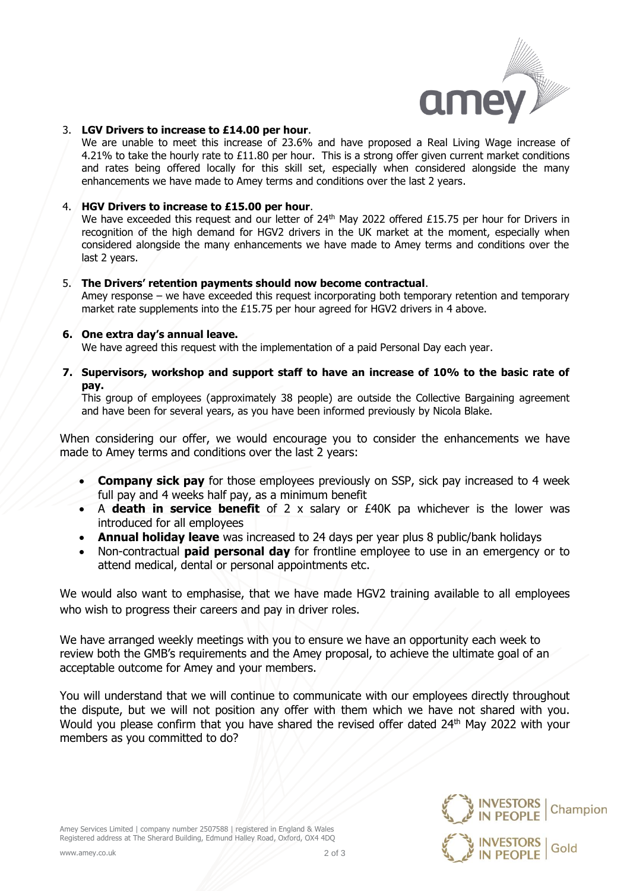3. **LGV Drivers to increase to £14.00 per hour**.
   We are unable to meet this increase of 23.6% and have proposed a Real Living Wage increase of 4.21% to take the hourly rate to £11.80 per hour. This is a strong offer given current market conditions and rates being offered locally for this skill set, especially when considered alongside the many enhancements we have made to Amey terms and conditions over the last 2 years.

4. **HGV Drivers to increase to £15.00 per hour**.
   We have exceeded this request and our letter of 24th May 2022 offered £15.75 per hour for Drivers in recognition of the high demand for HGV2 drivers in the UK market at the moment, especially when considered alongside the many enhancements we have made to Amey terms and conditions over the last 2 years.

5. **The Drivers' retention payments should now become contractual**.
   Amey response – we have exceeded this request incorporating both temporary retention and temporary market rate supplements into the £15.75 per hour agreed for HGV2 drivers in 4 above.

6. **One extra day's annual leave.**
   We have agreed this request with the implementation of a paid Personal Day each year.

7. **Supervisors, workshop and support staff to have an increase of 10% to the basic rate of pay.**
   This group of employees (approximately 38 people) are outside the Collective Bargaining agreement and have been for several years, as you have been informed previously by Nicola Blake.

When considering our offer, we would encourage you to consider the enhancements we have made to Amey terms and conditions over the last 2 years:

- **Company sick pay** for those employees previously on SSP, sick pay increased to 4 week full pay and 4 weeks half pay, as a minimum benefit
- A **death in service benefit** of 2 x salary or £40K pa whichever is the lower was introduced for all employees
- **Annual holiday leave** was increased to 24 days per year plus 8 public/bank holidays
- Non-contractual **paid personal day** for frontline employee to use in an emergency or to attend medical, dental or personal appointments etc.

We would also want to emphasise, that we have made HGV2 training available to all employees who wish to progress their careers and pay in driver roles.

We have arranged weekly meetings with you to ensure we have an opportunity each week to review both the GMB's requirements and the Amey proposal, to achieve the ultimate goal of an acceptable outcome for Amey and your members.

You will understand that we will continue to communicate with our employees directly throughout the dispute, but we will not position any offer with them which we have not shared with you. Would you please confirm that you have shared the revised offer dated 24th May 2022 with your members as you committed to do?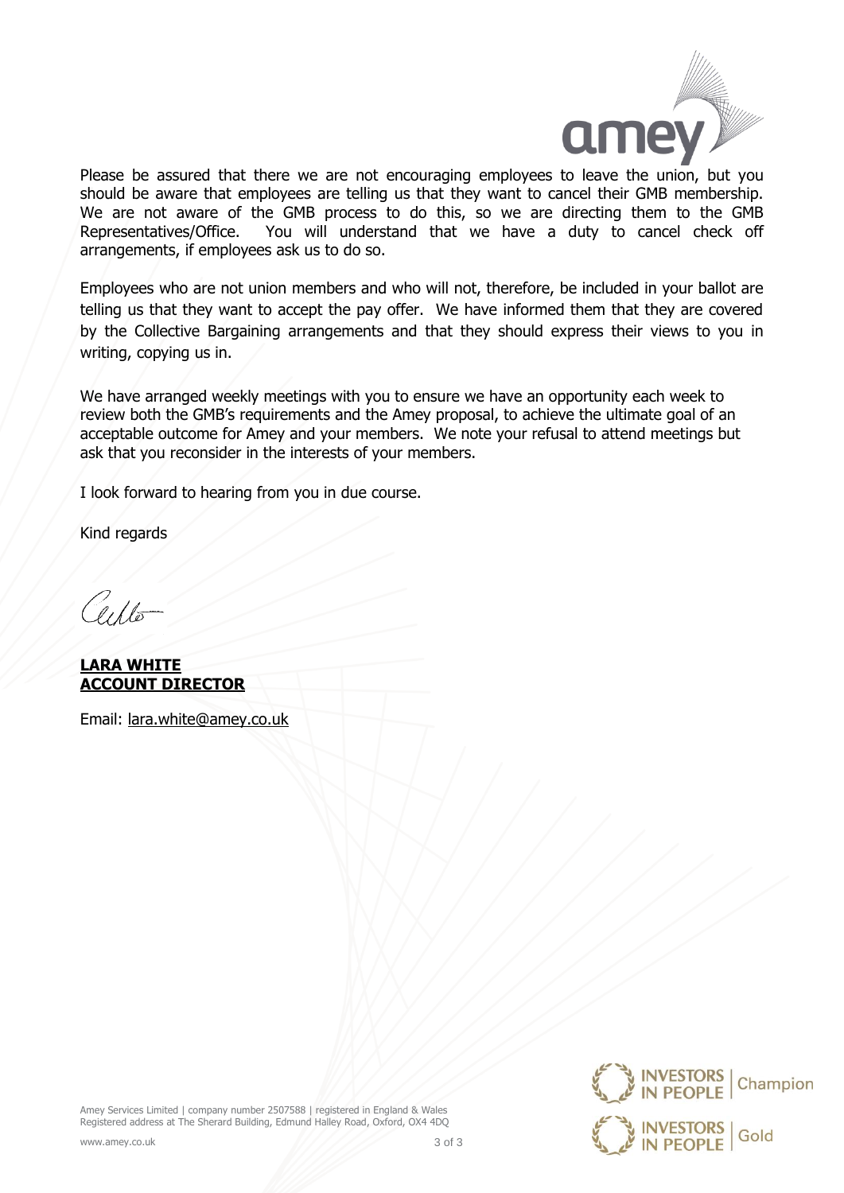Please be assured that there we are not encouraging employees to leave the union, but you should be aware that employees are telling us that they want to cancel their GMB membership. We are not aware of the GMB process to do this, so we are directing them to the GMB Representatives/Office. You will understand that we have a duty to cancel check off arrangements, if employees ask us to do so.

Employees who are not union members and who will not, therefore, be included in your ballot are telling us that they want to accept the pay offer. We have informed them that they are covered by the Collective Bargaining arrangements and that they should express their views to you in writing, copying us in.

We have arranged weekly meetings with you to ensure we have an opportunity each week to review both the GMB's requirements and the Amey proposal, to achieve the ultimate goal of an acceptable outcome for Amey and your members. We note your refusal to attend meetings but ask that you reconsider in the interests of your members.

I look forward to hearing from you in due course.

Kind regards

**LARA WHITE**
**ACCOUNT DIRECTOR**

Email: lara.white@amey.co.uk

Amey Services Limited | company number 2507588 | registered in England & Wales
Registered address at The Sherard Building, Edmund Halley Road, Oxford, OX4 4DQ

www.amey.co.uk